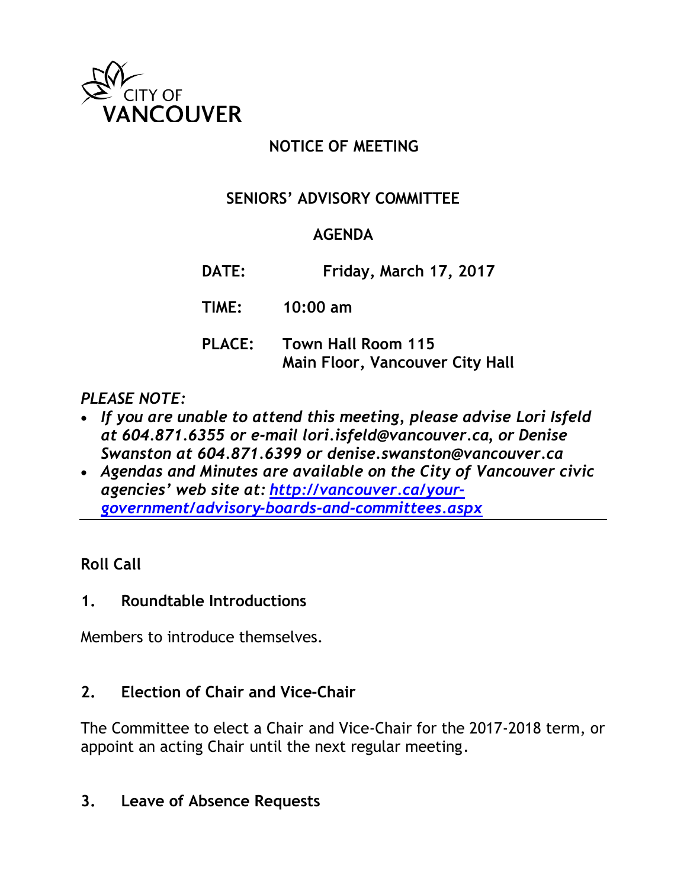CITY OF VANCOUVER

# NOTICE OF MEETING

## SENIORS' ADVISORY COMMITTEE

## AGENDA

**DATE:** Friday, March 17, 2017

**TIME:** 10:00 am

**PLACE:** Town Hall Room 115
Main Floor, Vancouver City Hall

*PLEASE NOTE:*

- *If you are unable to attend this meeting, please advise Lori Isfeld at 604.871.6355 or e-mail lori.isfeld@vancouver.ca, or Denise Swanston at 604.871.6399 or denise.swanston@vancouver.ca*
- *Agendas and Minutes are available on the City of Vancouver civic agencies' web site at: [http://vancouver.ca/your-government/advisory-boards-and-committees.aspx](http://vancouver.ca/your-government/advisory-boards-and-committees.aspx)*

---

**Roll Call**

**1. Roundtable Introductions**

Members to introduce themselves.

**2. Election of Chair and Vice-Chair**

The Committee to elect a Chair and Vice-Chair for the 2017-2018 term, or appoint an acting Chair until the next regular meeting.

**3. Leave of Absence Requests**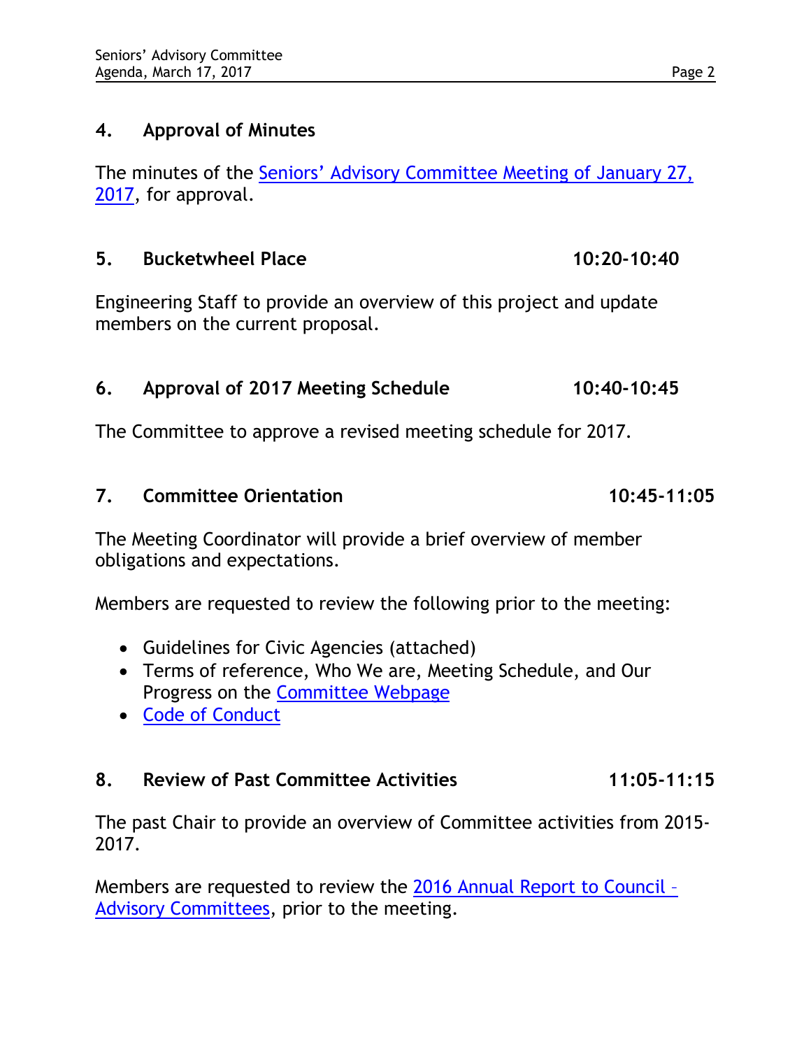## 4. Approval of Minutes

The minutes of the Seniors' Advisory Committee Meeting of January 27, 2017, for approval.

## 5. Bucketwheel Place 10:20-10:40

Engineering Staff to provide an overview of this project and update members on the current proposal.

## 6. Approval of 2017 Meeting Schedule 10:40-10:45

The Committee to approve a revised meeting schedule for 2017.

## 7. Committee Orientation 10:45-11:05

The Meeting Coordinator will provide a brief overview of member obligations and expectations.

Members are requested to review the following prior to the meeting:

- Guidelines for Civic Agencies (attached)
- Terms of reference, Who We are, Meeting Schedule, and Our Progress on the Committee Webpage
- Code of Conduct

## 8. Review of Past Committee Activities 11:05-11:15

The past Chair to provide an overview of Committee activities from 2015-2017.

Members are requested to review the 2016 Annual Report to Council – Advisory Committees, prior to the meeting.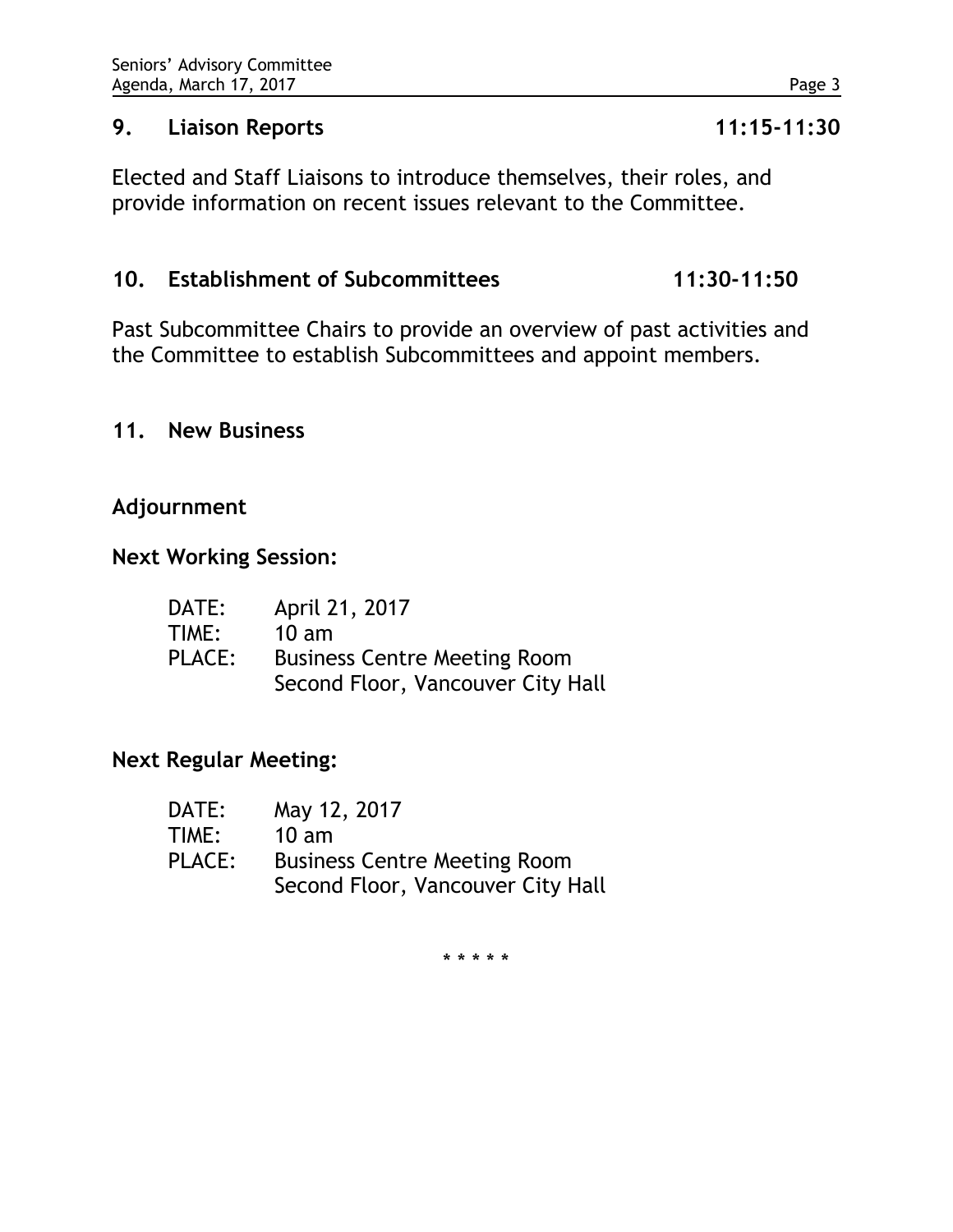## 9. Liaison Reports 11:15-11:30

Elected and Staff Liaisons to introduce themselves, their roles, and provide information on recent issues relevant to the Committee.

## 10. Establishment of Subcommittees 11:30-11:50

Past Subcommittee Chairs to provide an overview of past activities and the Committee to establish Subcommittees and appoint members.

## 11. New Business

**Adjournment**

**Next Working Session:**

DATE: April 21, 2017
TIME: 10 am
PLACE: Business Centre Meeting Room
Second Floor, Vancouver City Hall

**Next Regular Meeting:**

DATE: May 12, 2017
TIME: 10 am
PLACE: Business Centre Meeting Room
Second Floor, Vancouver City Hall

* * * * *